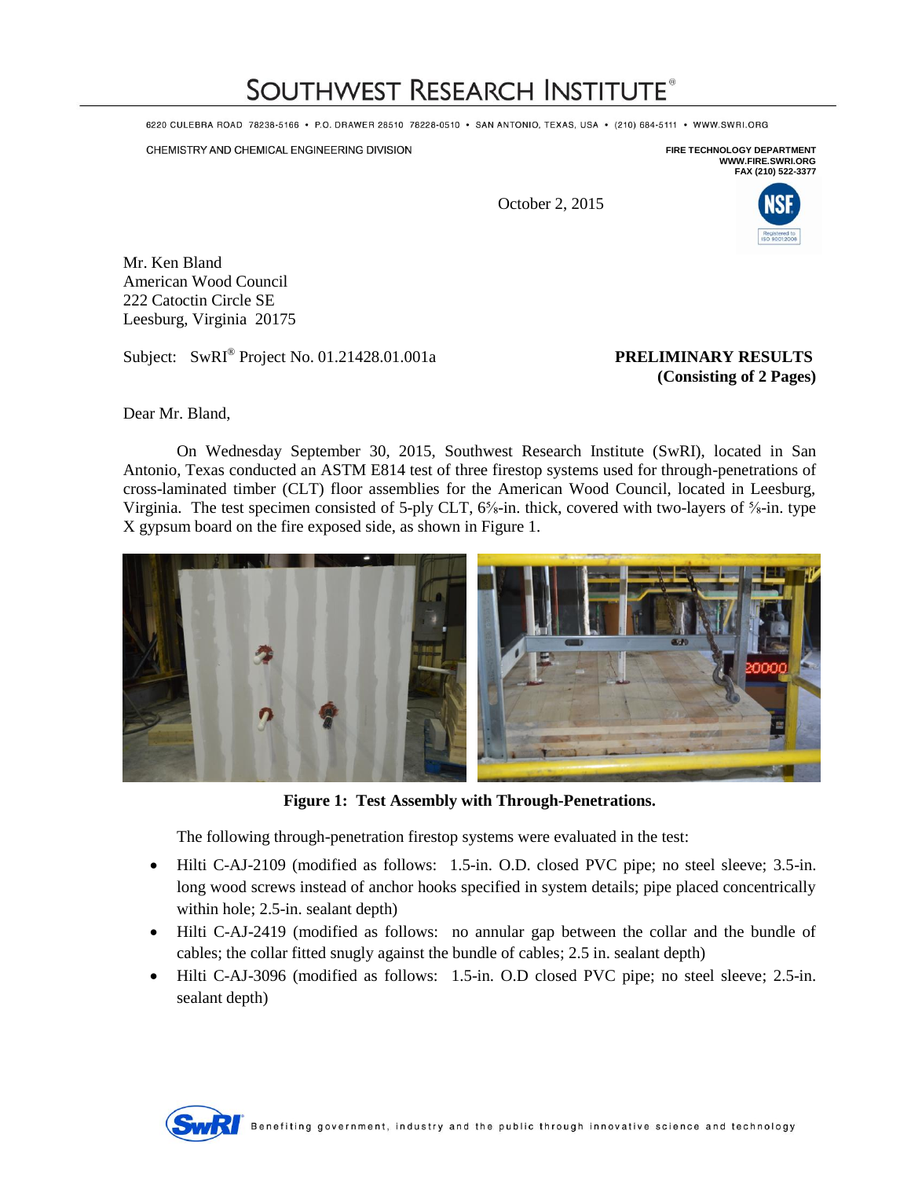# SOUTHWEST RESEARCH INSTITUTE®

6220 CULEBRA ROAD 78238-5166 • P.O. DRAWER 28510 78228-0510 • SAN ANTONIO, TEXAS, USA • (210) 684-5111 • WWW.SWRI.ORG

CHEMISTRY AND CHEMICAL ENGINEERING DIVISION

FIRE TECHNOLOGY DEPARTMENT
WWW.FIRE.SWRI.ORG
FAX (210) 522-3377

October 2, 2015

Mr. Ken Bland
American Wood Council
222 Catoctin Circle SE
Leesburg, Virginia 20175

Subject: SwRI® Project No. 01.21428.01.001a

**PRELIMINARY RESULTS**
**(Consisting of 2 Pages)**

Dear Mr. Bland,

On Wednesday September 30, 2015, Southwest Research Institute (SwRI), located in San Antonio, Texas conducted an ASTM E814 test of three firestop systems used for through-penetrations of cross-laminated timber (CLT) floor assemblies for the American Wood Council, located in Leesburg, Virginia. The test specimen consisted of 5-ply CLT, 6⅞-in. thick, covered with two-layers of ⅝-in. type X gypsum board on the fire exposed side, as shown in Figure 1.

**Figure 1: Test Assembly with Through-Penetrations.**

The following through-penetration firestop systems were evaluated in the test:

- Hilti C-AJ-2109 (modified as follows: 1.5-in. O.D. closed PVC pipe; no steel sleeve; 3.5-in. long wood screws instead of anchor hooks specified in system details; pipe placed concentrically within hole; 2.5-in. sealant depth)
- Hilti C-AJ-2419 (modified as follows: no annular gap between the collar and the bundle of cables; the collar fitted snugly against the bundle of cables; 2.5 in. sealant depth)
- Hilti C-AJ-3096 (modified as follows: 1.5-in. O.D closed PVC pipe; no steel sleeve; 2.5-in. sealant depth)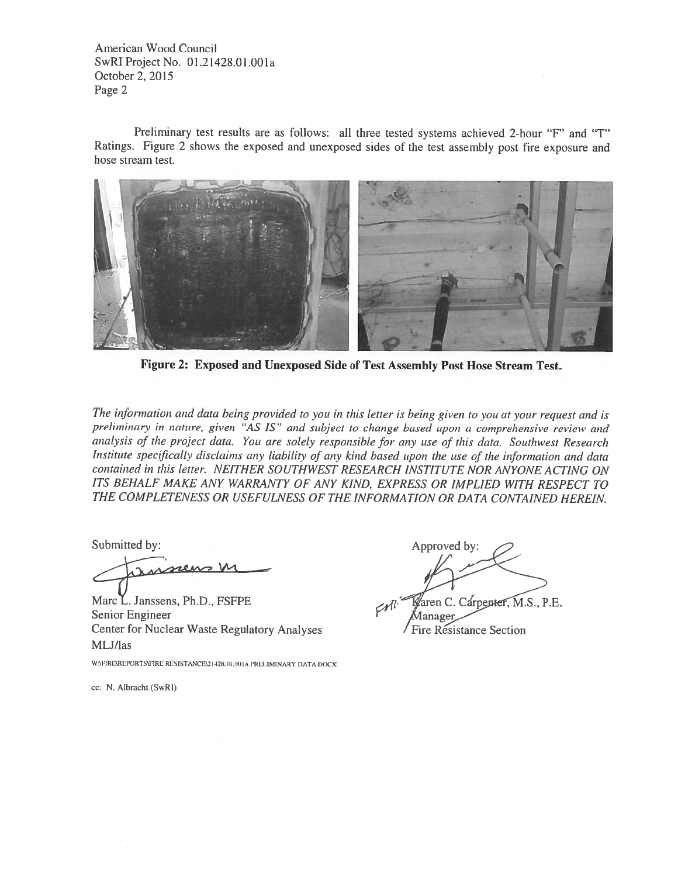Preliminary test results are as follows: all three tested systems achieved 2-hour "F" and "T" Ratings. Figure 2 shows the exposed and unexposed sides of the test assembly post fire exposure and hose stream test.

**Figure 2: Exposed and Unexposed Side of Test Assembly Post Hose Stream Test.**

*The information and data being provided to you in this letter is being given to you at your request and is preliminary in nature, given "AS IS" and subject to change based upon a comprehensive review and analysis of the project data. You are solely responsible for any use of this data. Southwest Research Institute specifically disclaims any liability of any kind based upon the use of the information and data contained in this letter. NEITHER SOUTHWEST RESEARCH INSTITUTE NOR ANYONE ACTING ON ITS BEHALF MAKE ANY WARRANTY OF ANY KIND, EXPRESS OR IMPLIED WITH RESPECT TO THE COMPLETENESS OR USEFULNESS OF THE INFORMATION OR DATA CONTAINED HEREIN.*

Submitted by:

Marc L. Janssens, Ph.D., FSFPE
Senior Engineer
Center for Nuclear Waste Regulatory Analyses
MLJ/las

Approved by:

Karen C. Carpenter, M.S., P.E.
Manager
Fire Resistance Section

W:\FIRE\REPORTS\FIRE RESISTANCE\21428.01.001A PRELIMINARY DATA.DOCX

cc: N. Albracht (SwRI)